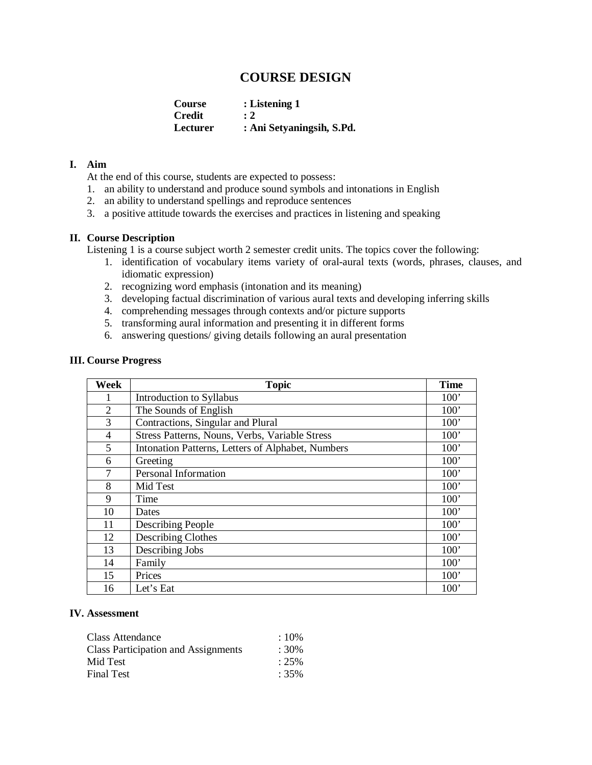# COURSE DESIGN

**Course** : **Listening 1**
**Credit** : **2**
**Lecturer** : **Ani Setyaningsih, S.Pd.**

## I. Aim

At the end of this course, students are expected to possess:

1. an ability to understand and produce sound symbols and intonations in English
2. an ability to understand spellings and reproduce sentences
3. a positive attitude towards the exercises and practices in listening and speaking

## II. Course Description

Listening 1 is a course subject worth 2 semester credit units. The topics cover the following:

1. identification of vocabulary items variety of oral-aural texts (words, phrases, clauses, and idiomatic expression)
2. recognizing word emphasis (intonation and its meaning)
3. developing factual discrimination of various aural texts and developing inferring skills
4. comprehending messages through contexts and/or picture supports
5. transforming aural information and presenting it in different forms
6. answering questions/ giving details following an aural presentation

## III. Course Progress

| Week | Topic | Time |
|---|---|---|
| 1 | Introduction to Syllabus | 100’ |
| 2 | The Sounds of English | 100’ |
| 3 | Contractions, Singular and Plural | 100’ |
| 4 | Stress Patterns, Nouns, Verbs, Variable Stress | 100’ |
| 5 | Intonation Patterns, Letters of Alphabet, Numbers | 100’ |
| 6 | Greeting | 100’ |
| 7 | Personal Information | 100’ |
| 8 | Mid Test | 100’ |
| 9 | Time | 100’ |
| 10 | Dates | 100’ |
| 11 | Describing People | 100’ |
| 12 | Describing Clothes | 100’ |
| 13 | Describing Jobs | 100’ |
| 14 | Family | 100’ |
| 15 | Prices | 100’ |
| 16 | Let’s Eat | 100’ |

## IV. Assessment

Class Attendance : 10%
Class Participation and Assignments : 30%
Mid Test : 25%
Final Test : 35%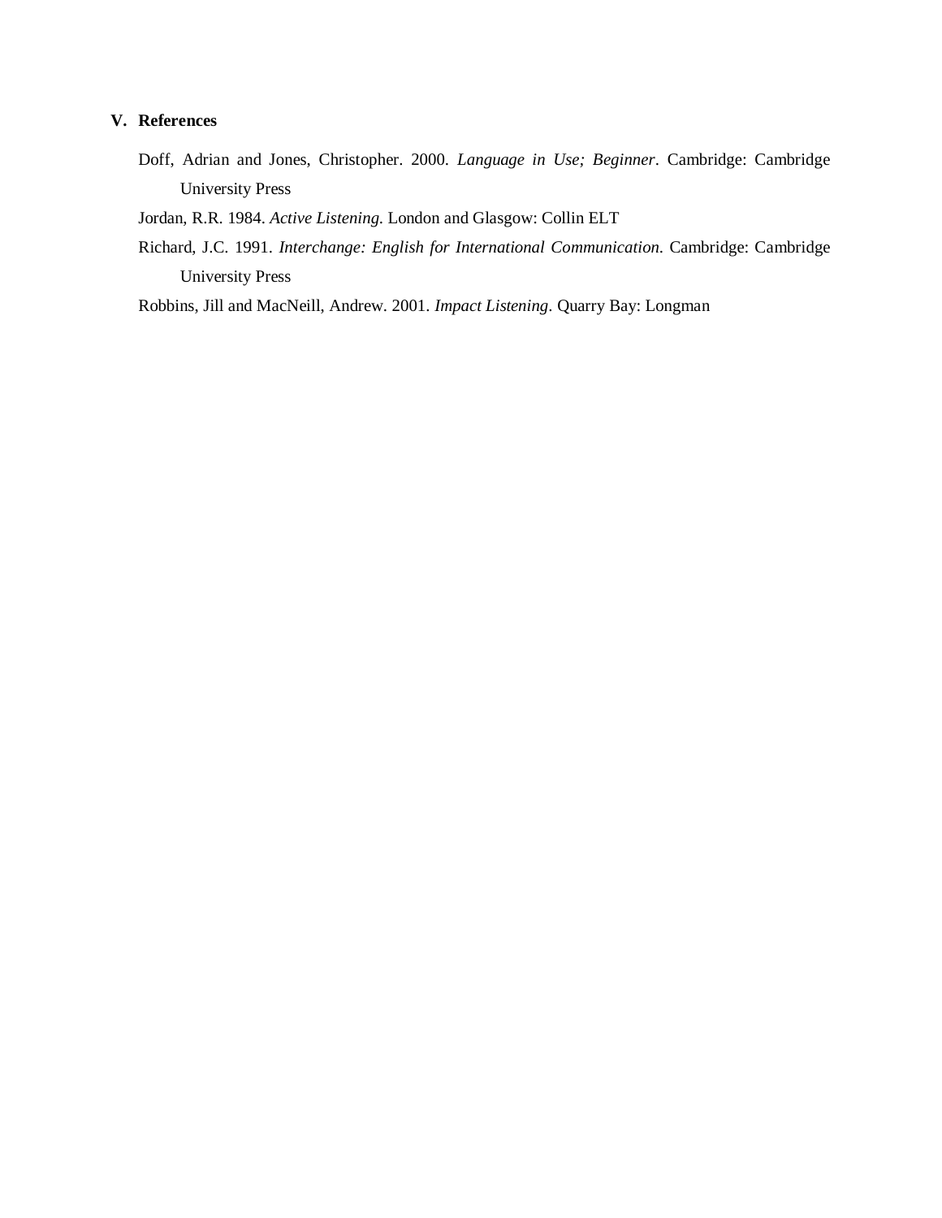## V. References

Doff, Adrian and Jones, Christopher. 2000. *Language in Use; Beginner*. Cambridge: Cambridge University Press

Jordan, R.R. 1984. *Active Listening*. London and Glasgow: Collin ELT

Richard, J.C. 1991. *Interchange: English for International Communication*. Cambridge: Cambridge University Press

Robbins, Jill and MacNeill, Andrew. 2001. *Impact Listening*. Quarry Bay: Longman